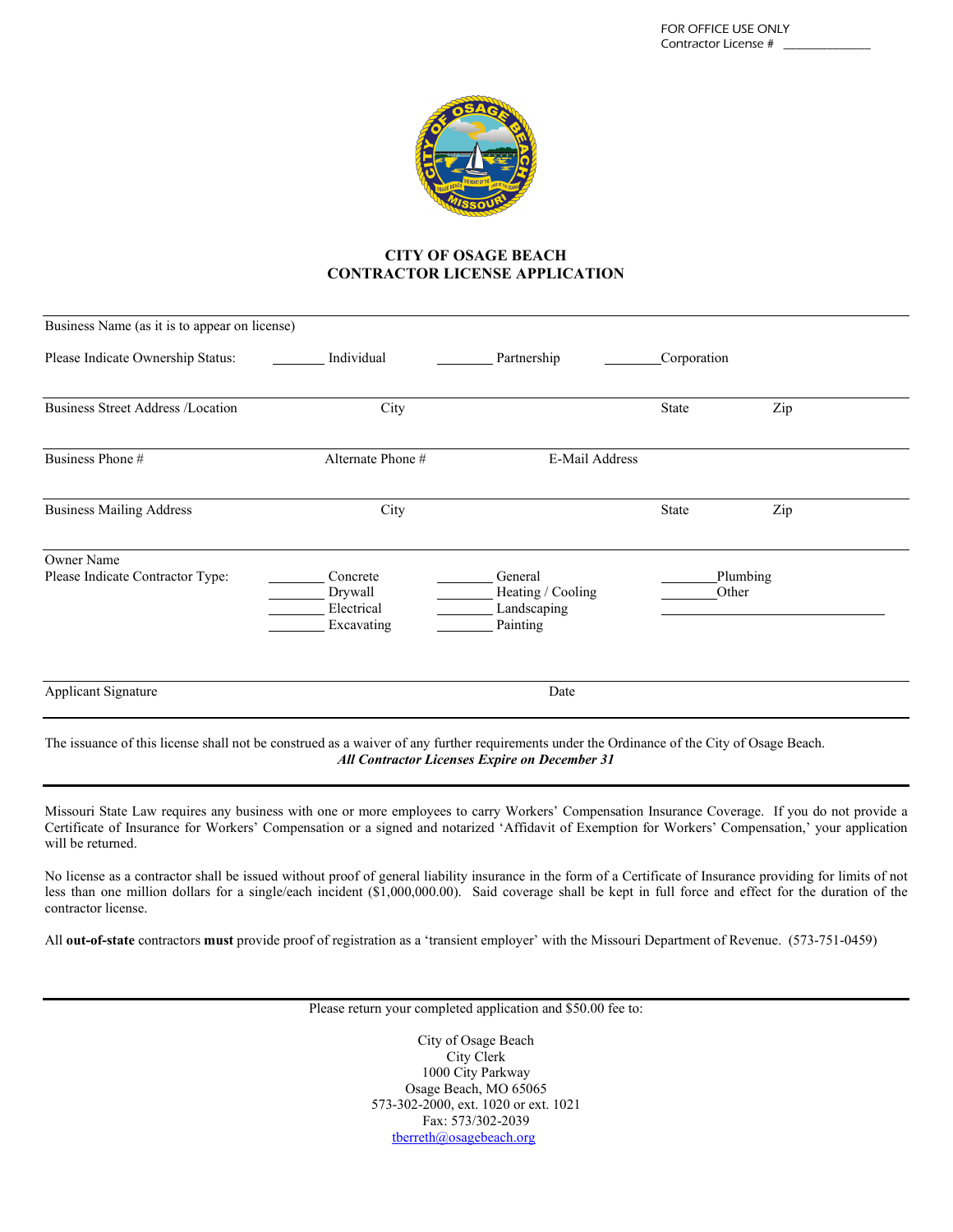FOR OFFICE USE ONLY
Contractor License # _____________

# CITY OF OSAGE BEACH
## CONTRACTOR LICENSE APPLICATION

Business Name (as it is to appear on license)

Please Indicate Ownership Status: _______ Individual _______ Partnership _______ Corporation

Business Street Address /Location    City    State    Zip

Business Phone #    Alternate Phone #    E-Mail Address

Business Mailing Address    City    State    Zip

Owner Name

Please Indicate Contractor Type:

| | | |
|---|---|---|
| _______ Concrete | _______ General | _______ Plumbing |
| _______ Drywall | _______ Heating / Cooling | _______ Other |
| _______ Electrical | _______ Landscaping | ____________________ |
| _______ Excavating | _______ Painting | |

Applicant Signature    Date

The issuance of this license shall not be construed as a waiver of any further requirements under the Ordinance of the City of Osage Beach.

***All Contractor Licenses Expire on December 31***

Missouri State Law requires any business with one or more employees to carry Workers' Compensation Insurance Coverage. If you do not provide a Certificate of Insurance for Workers' Compensation or a signed and notarized 'Affidavit of Exemption for Workers' Compensation,' your application will be returned.

No license as a contractor shall be issued without proof of general liability insurance in the form of a Certificate of Insurance providing for limits of not less than one million dollars for a single/each incident ($1,000,000.00). Said coverage shall be kept in full force and effect for the duration of the contractor license.

All **out-of-state** contractors **must** provide proof of registration as a 'transient employer' with the Missouri Department of Revenue. (573-751-0459)

Please return your completed application and $50.00 fee to:

City of Osage Beach
City Clerk
1000 City Parkway
Osage Beach, MO 65065
573-302-2000, ext. 1020 or ext. 1021
Fax: 573/302-2039
tberreth@osagebeach.org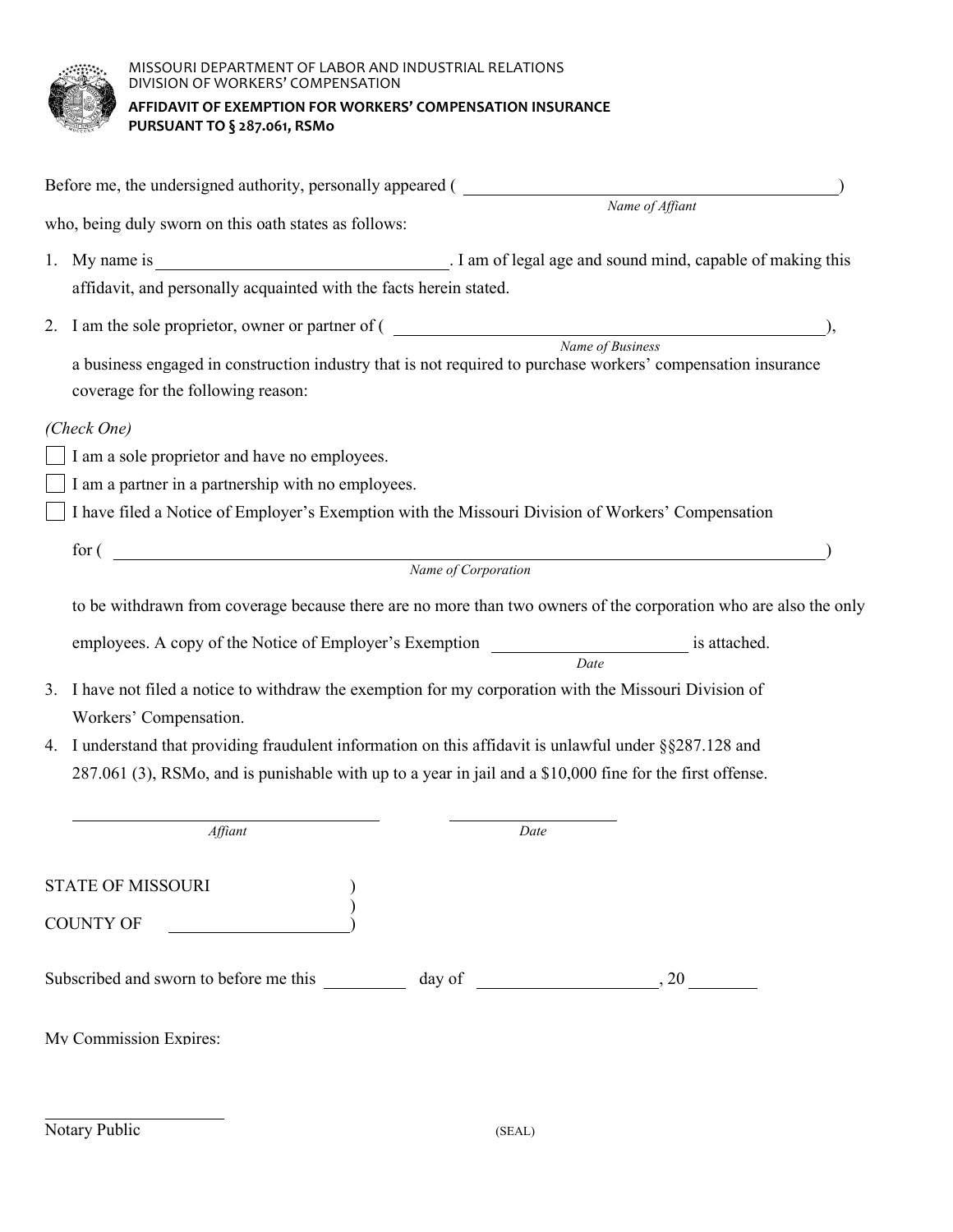MISSOURI DEPARTMENT OF LABOR AND INDUSTRIAL RELATIONS
DIVISION OF WORKERS' COMPENSATION

**AFFIDAVIT OF EXEMPTION FOR WORKERS' COMPENSATION INSURANCE PURSUANT TO § 287.061, RSMo**

Before me, the undersigned authority, personally appeared ( ______________________________ )
*Name of Affiant*

who, being duly sworn on this oath states as follows:

1. My name is ______________________________. I am of legal age and sound mind, capable of making this affidavit, and personally acquainted with the facts herein stated.

2. I am the sole proprietor, owner or partner of ( ______________________________ ),
   *Name of Business*

   a business engaged in construction industry that is not required to purchase workers' compensation insurance coverage for the following reason:

*(Check One)*

☐ I am a sole proprietor and have no employees.

☐ I am a partner in a partnership with no employees.

☐ I have filed a Notice of Employer's Exemption with the Missouri Division of Workers' Compensation

   for ( ______________________________ )
   *Name of Corporation*

   to be withdrawn from coverage because there are no more than two owners of the corporation who are also the only employees. A copy of the Notice of Employer's Exemption ____________ is attached.
   *Date*

3. I have not filed a notice to withdraw the exemption for my corporation with the Missouri Division of Workers' Compensation.

4. I understand that providing fraudulent information on this affidavit is unlawful under §§287.128 and 287.061 (3), RSMo, and is punishable with up to a year in jail and a $10,000 fine for the first offense.

______________________________ ____________________
*Affiant* *Date*

STATE OF MISSOURI )
)
COUNTY OF ____________ )

Subscribed and sworn to before me this ________ day of ____________, 20 ______

My Commission Expires:

______________________
Notary Public (SEAL)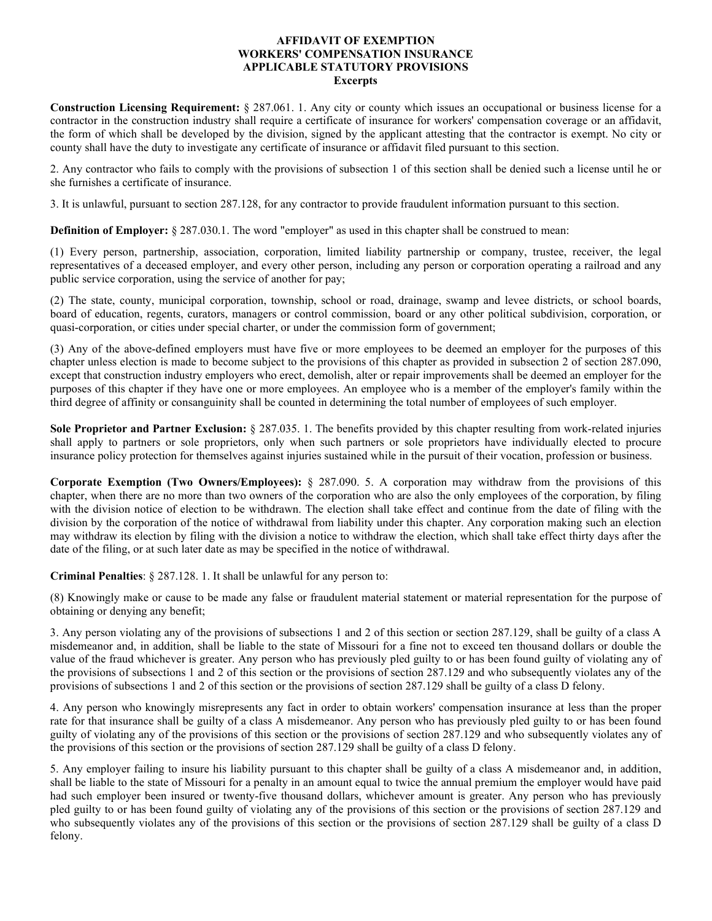# AFFIDAVIT OF EXEMPTION
# WORKERS' COMPENSATION INSURANCE
# APPLICABLE STATUTORY PROVISIONS
## Excerpts

**Construction Licensing Requirement:** § 287.061. 1. Any city or county which issues an occupational or business license for a contractor in the construction industry shall require a certificate of insurance for workers' compensation coverage or an affidavit, the form of which shall be developed by the division, signed by the applicant attesting that the contractor is exempt. No city or county shall have the duty to investigate any certificate of insurance or affidavit filed pursuant to this section.

2. Any contractor who fails to comply with the provisions of subsection 1 of this section shall be denied such a license until he or she furnishes a certificate of insurance.

3. It is unlawful, pursuant to section 287.128, for any contractor to provide fraudulent information pursuant to this section.

**Definition of Employer:** § 287.030.1. The word "employer" as used in this chapter shall be construed to mean:

(1) Every person, partnership, association, corporation, limited liability partnership or company, trustee, receiver, the legal representatives of a deceased employer, and every other person, including any person or corporation operating a railroad and any public service corporation, using the service of another for pay;

(2) The state, county, municipal corporation, township, school or road, drainage, swamp and levee districts, or school boards, board of education, regents, curators, managers or control commission, board or any other political subdivision, corporation, or quasi-corporation, or cities under special charter, or under the commission form of government;

(3) Any of the above-defined employers must have five or more employees to be deemed an employer for the purposes of this chapter unless election is made to become subject to the provisions of this chapter as provided in subsection 2 of section 287.090, except that construction industry employers who erect, demolish, alter or repair improvements shall be deemed an employer for the purposes of this chapter if they have one or more employees. An employee who is a member of the employer's family within the third degree of affinity or consanguinity shall be counted in determining the total number of employees of such employer.

**Sole Proprietor and Partner Exclusion:** § 287.035. 1. The benefits provided by this chapter resulting from work-related injuries shall apply to partners or sole proprietors, only when such partners or sole proprietors have individually elected to procure insurance policy protection for themselves against injuries sustained while in the pursuit of their vocation, profession or business.

**Corporate Exemption (Two Owners/Employees):** § 287.090. 5. A corporation may withdraw from the provisions of this chapter, when there are no more than two owners of the corporation who are also the only employees of the corporation, by filing with the division notice of election to be withdrawn. The election shall take effect and continue from the date of filing with the division by the corporation of the notice of withdrawal from liability under this chapter. Any corporation making such an election may withdraw its election by filing with the division a notice to withdraw the election, which shall take effect thirty days after the date of the filing, or at such later date as may be specified in the notice of withdrawal.

**Criminal Penalties**: § 287.128. 1. It shall be unlawful for any person to:

(8) Knowingly make or cause to be made any false or fraudulent material statement or material representation for the purpose of obtaining or denying any benefit;

3. Any person violating any of the provisions of subsections 1 and 2 of this section or section 287.129, shall be guilty of a class A misdemeanor and, in addition, shall be liable to the state of Missouri for a fine not to exceed ten thousand dollars or double the value of the fraud whichever is greater. Any person who has previously pled guilty to or has been found guilty of violating any of the provisions of subsections 1 and 2 of this section or the provisions of section 287.129 and who subsequently violates any of the provisions of subsections 1 and 2 of this section or the provisions of section 287.129 shall be guilty of a class D felony.

4. Any person who knowingly misrepresents any fact in order to obtain workers' compensation insurance at less than the proper rate for that insurance shall be guilty of a class A misdemeanor. Any person who has previously pled guilty to or has been found guilty of violating any of the provisions of this section or the provisions of section 287.129 and who subsequently violates any of the provisions of this section or the provisions of section 287.129 shall be guilty of a class D felony.

5. Any employer failing to insure his liability pursuant to this chapter shall be guilty of a class A misdemeanor and, in addition, shall be liable to the state of Missouri for a penalty in an amount equal to twice the annual premium the employer would have paid had such employer been insured or twenty-five thousand dollars, whichever amount is greater. Any person who has previously pled guilty to or has been found guilty of violating any of the provisions of this section or the provisions of section 287.129 and who subsequently violates any of the provisions of this section or the provisions of section 287.129 shall be guilty of a class D felony.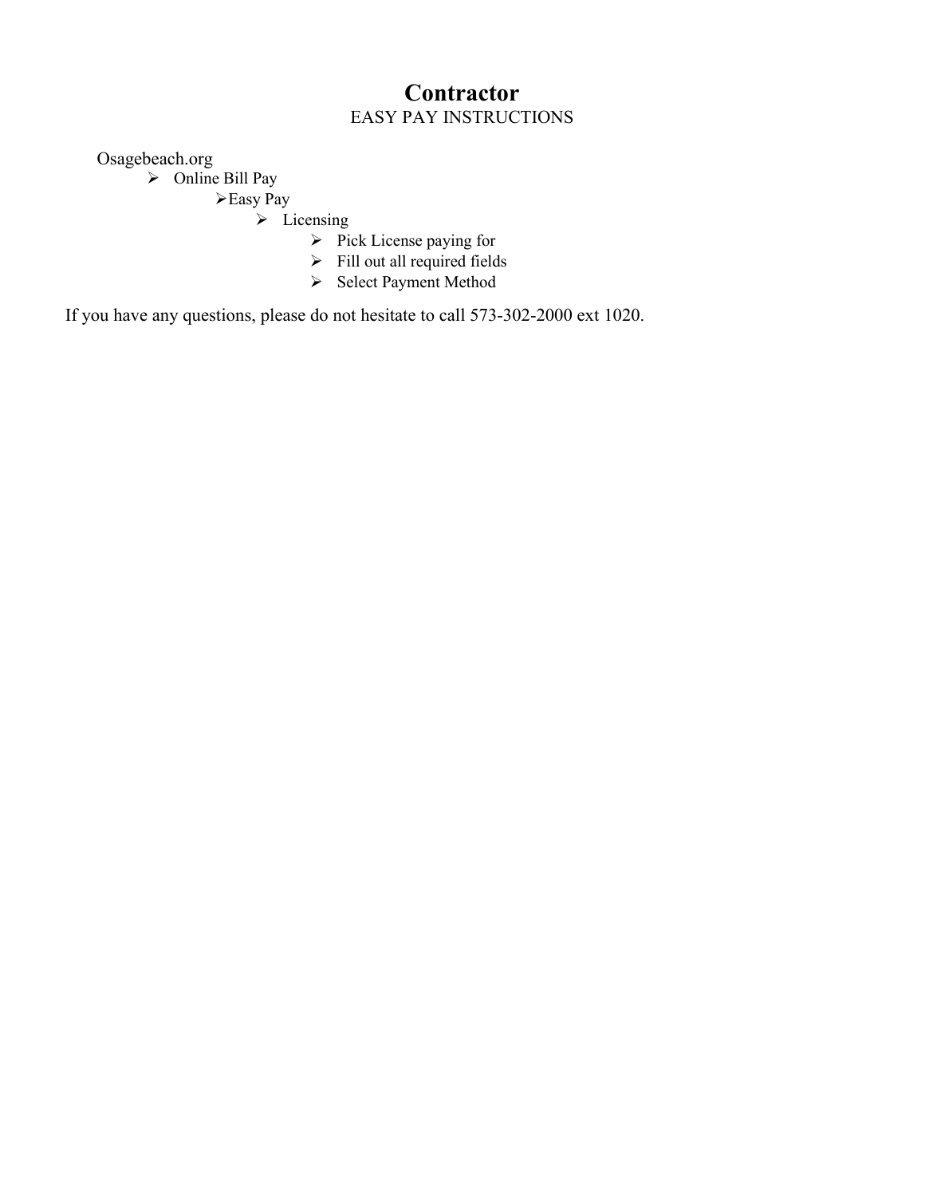# Contractor

EASY PAY INSTRUCTIONS

Osagebeach.org

- Online Bill Pay
  - Easy Pay
    - Licensing
      - Pick License paying for
      - Fill out all required fields
      - Select Payment Method

If you have any questions, please do not hesitate to call 573-302-2000 ext 1020.